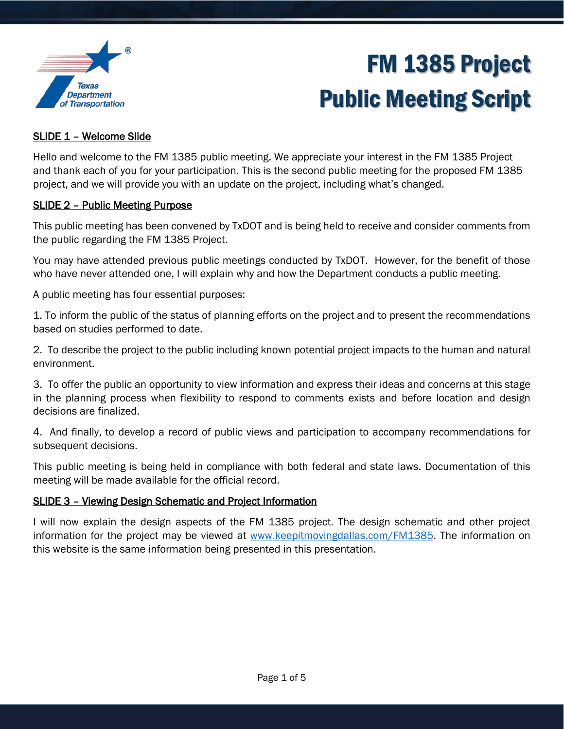# FM 1385 Project Public Meeting Script

## SLIDE 1 – Welcome Slide

Hello and welcome to the FM 1385 public meeting. We appreciate your interest in the FM 1385 Project and thank each of you for your participation. This is the second public meeting for the proposed FM 1385 project, and we will provide you with an update on the project, including what's changed.

## SLIDE 2 – Public Meeting Purpose

This public meeting has been convened by TxDOT and is being held to receive and consider comments from the public regarding the FM 1385 Project.

You may have attended previous public meetings conducted by TxDOT. However, for the benefit of those who have never attended one, I will explain why and how the Department conducts a public meeting.

A public meeting has four essential purposes:

1. To inform the public of the status of planning efforts on the project and to present the recommendations based on studies performed to date.

2. To describe the project to the public including known potential project impacts to the human and natural environment.

3. To offer the public an opportunity to view information and express their ideas and concerns at this stage in the planning process when flexibility to respond to comments exists and before location and design decisions are finalized.

4. And finally, to develop a record of public views and participation to accompany recommendations for subsequent decisions.

This public meeting is being held in compliance with both federal and state laws. Documentation of this meeting will be made available for the official record.

## SLIDE 3 – Viewing Design Schematic and Project Information

I will now explain the design aspects of the FM 1385 project. The design schematic and other project information for the project may be viewed at [www.keepitmovingdallas.com/FM1385](http://www.keepitmovingdallas.com/FM1385). The information on this website is the same information being presented in this presentation.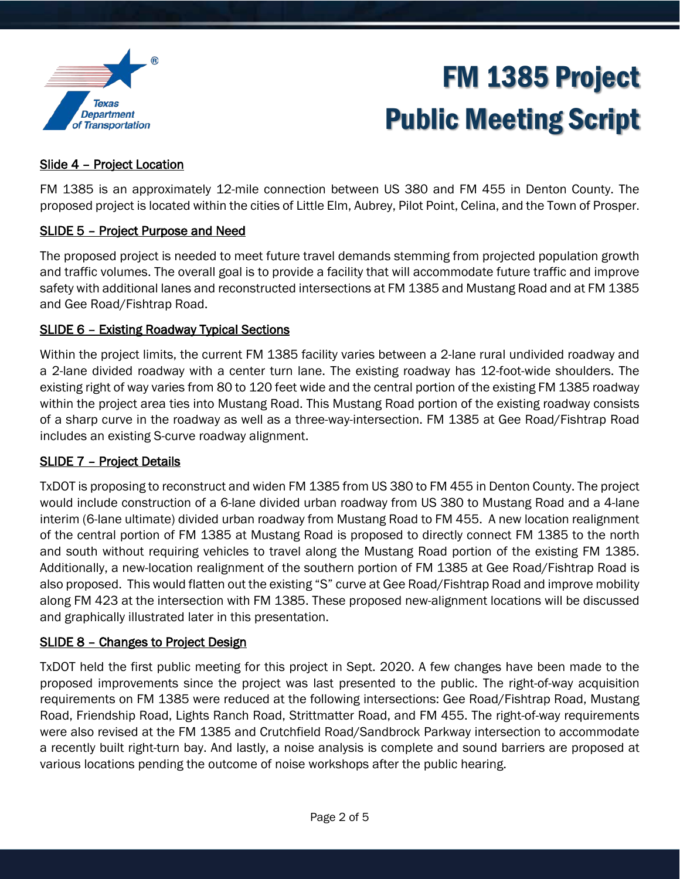## Slide 4 – Project Location

FM 1385 is an approximately 12-mile connection between US 380 and FM 455 in Denton County. The proposed project is located within the cities of Little Elm, Aubrey, Pilot Point, Celina, and the Town of Prosper.

## SLIDE 5 – Project Purpose and Need

The proposed project is needed to meet future travel demands stemming from projected population growth and traffic volumes. The overall goal is to provide a facility that will accommodate future traffic and improve safety with additional lanes and reconstructed intersections at FM 1385 and Mustang Road and at FM 1385 and Gee Road/Fishtrap Road.

## SLIDE 6 – Existing Roadway Typical Sections

Within the project limits, the current FM 1385 facility varies between a 2-lane rural undivided roadway and a 2-lane divided roadway with a center turn lane. The existing roadway has 12-foot-wide shoulders. The existing right of way varies from 80 to 120 feet wide and the central portion of the existing FM 1385 roadway within the project area ties into Mustang Road. This Mustang Road portion of the existing roadway consists of a sharp curve in the roadway as well as a three-way-intersection. FM 1385 at Gee Road/Fishtrap Road includes an existing S-curve roadway alignment.

## SLIDE 7 – Project Details

TxDOT is proposing to reconstruct and widen FM 1385 from US 380 to FM 455 in Denton County. The project would include construction of a 6-lane divided urban roadway from US 380 to Mustang Road and a 4-lane interim (6-lane ultimate) divided urban roadway from Mustang Road to FM 455. A new location realignment of the central portion of FM 1385 at Mustang Road is proposed to directly connect FM 1385 to the north and south without requiring vehicles to travel along the Mustang Road portion of the existing FM 1385. Additionally, a new-location realignment of the southern portion of FM 1385 at Gee Road/Fishtrap Road is also proposed. This would flatten out the existing "S" curve at Gee Road/Fishtrap Road and improve mobility along FM 423 at the intersection with FM 1385. These proposed new-alignment locations will be discussed and graphically illustrated later in this presentation.

## SLIDE 8 – Changes to Project Design

TxDOT held the first public meeting for this project in Sept. 2020. A few changes have been made to the proposed improvements since the project was last presented to the public. The right-of-way acquisition requirements on FM 1385 were reduced at the following intersections: Gee Road/Fishtrap Road, Mustang Road, Friendship Road, Lights Ranch Road, Strittmatter Road, and FM 455. The right-of-way requirements were also revised at the FM 1385 and Crutchfield Road/Sandbrock Parkway intersection to accommodate a recently built right-turn bay. And lastly, a noise analysis is complete and sound barriers are proposed at various locations pending the outcome of noise workshops after the public hearing.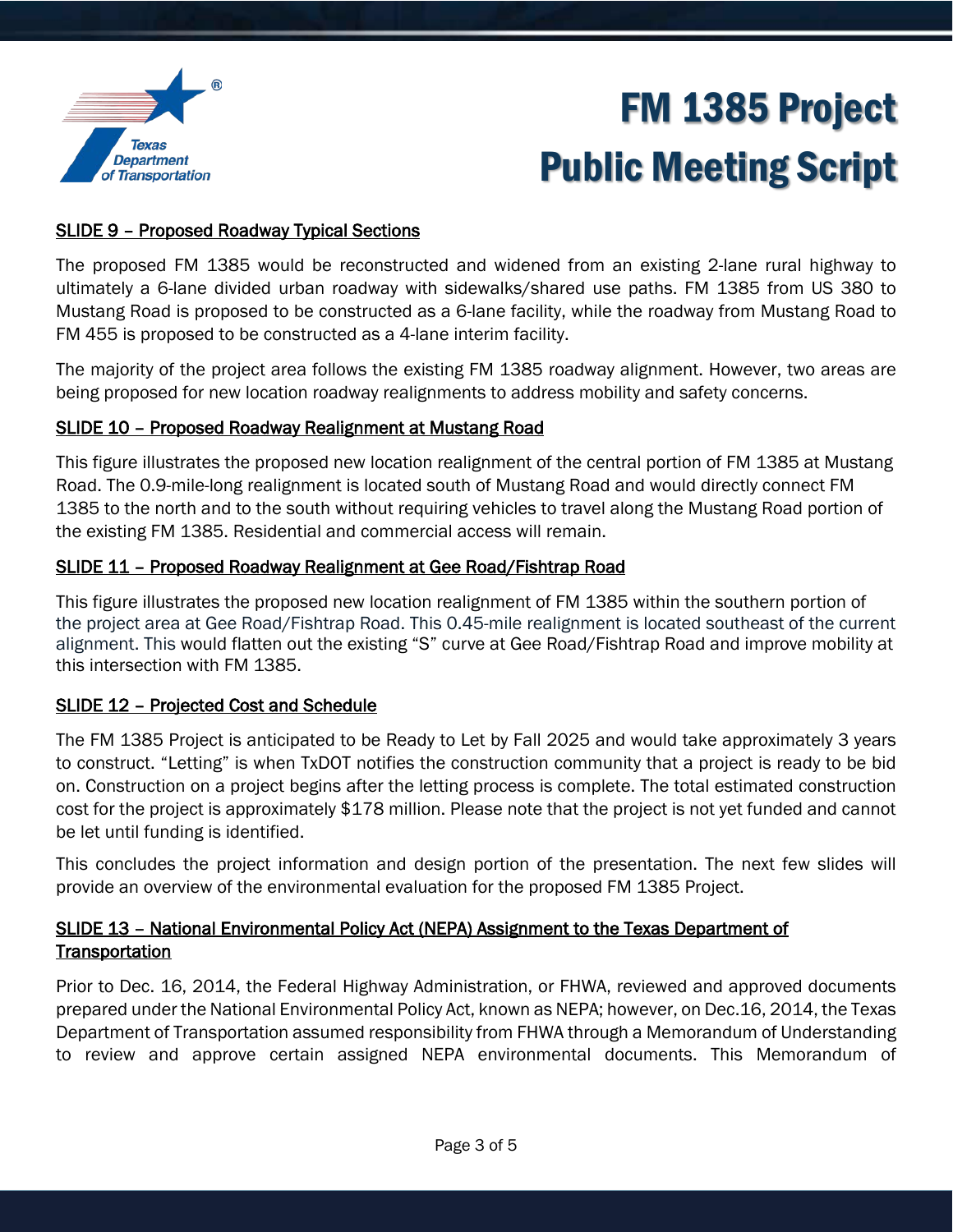**SLIDE 9 – Proposed Roadway Typical Sections**

The proposed FM 1385 would be reconstructed and widened from an existing 2-lane rural highway to ultimately a 6-lane divided urban roadway with sidewalks/shared use paths. FM 1385 from US 380 to Mustang Road is proposed to be constructed as a 6-lane facility, while the roadway from Mustang Road to FM 455 is proposed to be constructed as a 4-lane interim facility.

The majority of the project area follows the existing FM 1385 roadway alignment. However, two areas are being proposed for new location roadway realignments to address mobility and safety concerns.

**SLIDE 10 – Proposed Roadway Realignment at Mustang Road**

This figure illustrates the proposed new location realignment of the central portion of FM 1385 at Mustang Road. The 0.9-mile-long realignment is located south of Mustang Road and would directly connect FM 1385 to the north and to the south without requiring vehicles to travel along the Mustang Road portion of the existing FM 1385. Residential and commercial access will remain.

**SLIDE 11 – Proposed Roadway Realignment at Gee Road/Fishtrap Road**

This figure illustrates the proposed new location realignment of FM 1385 within the southern portion of the project area at Gee Road/Fishtrap Road. This 0.45-mile realignment is located southeast of the current alignment. This would flatten out the existing "S" curve at Gee Road/Fishtrap Road and improve mobility at this intersection with FM 1385.

**SLIDE 12 – Projected Cost and Schedule**

The FM 1385 Project is anticipated to be Ready to Let by Fall 2025 and would take approximately 3 years to construct. "Letting" is when TxDOT notifies the construction community that a project is ready to be bid on. Construction on a project begins after the letting process is complete. The total estimated construction cost for the project is approximately $178 million. Please note that the project is not yet funded and cannot be let until funding is identified.

This concludes the project information and design portion of the presentation. The next few slides will provide an overview of the environmental evaluation for the proposed FM 1385 Project.

**SLIDE 13 – National Environmental Policy Act (NEPA) Assignment to the Texas Department of Transportation**

Prior to Dec. 16, 2014, the Federal Highway Administration, or FHWA, reviewed and approved documents prepared under the National Environmental Policy Act, known as NEPA; however, on Dec.16, 2014, the Texas Department of Transportation assumed responsibility from FHWA through a Memorandum of Understanding to review and approve certain assigned NEPA environmental documents. This Memorandum of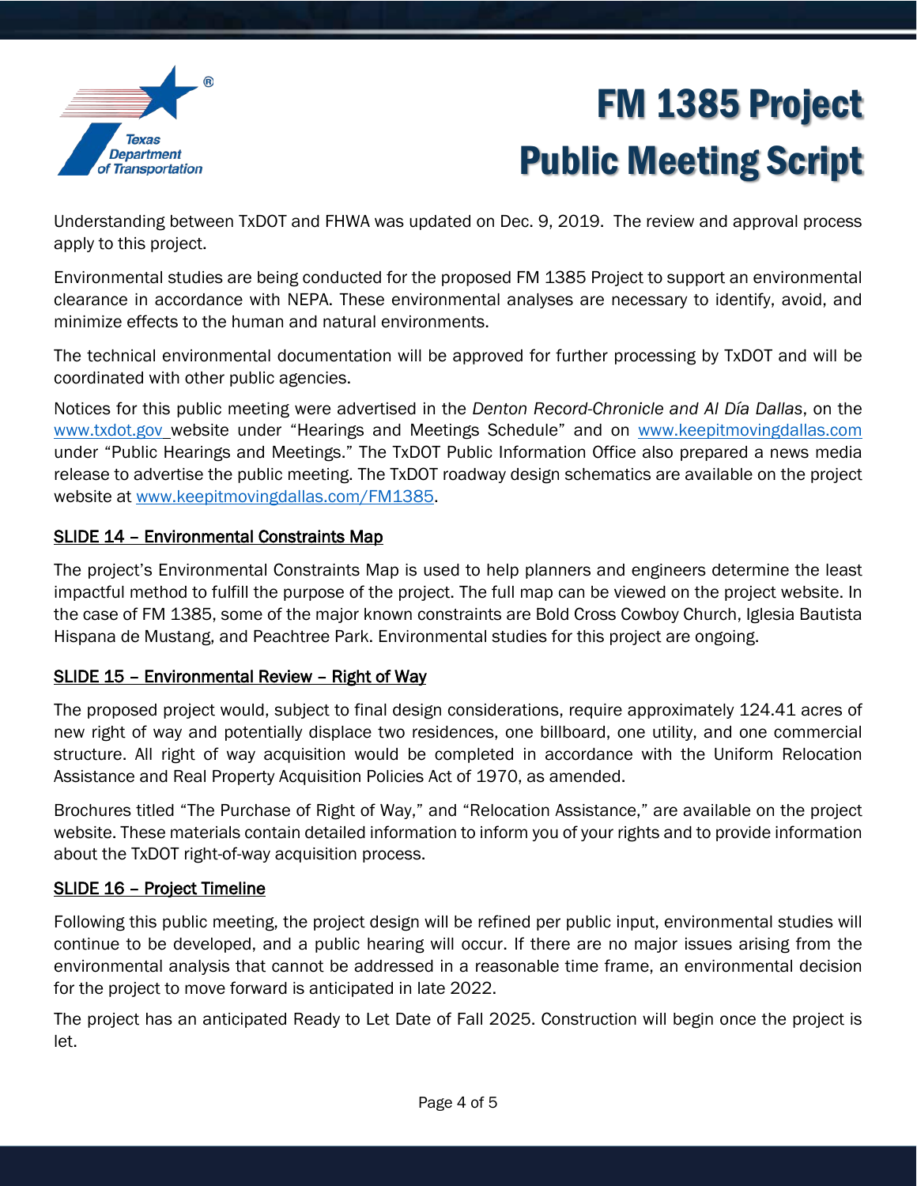Understanding between TxDOT and FHWA was updated on Dec. 9, 2019. The review and approval process apply to this project.

Environmental studies are being conducted for the proposed FM 1385 Project to support an environmental clearance in accordance with NEPA. These environmental analyses are necessary to identify, avoid, and minimize effects to the human and natural environments.

The technical environmental documentation will be approved for further processing by TxDOT and will be coordinated with other public agencies.

Notices for this public meeting were advertised in the *Denton Record-Chronicle and Al Día Dallas*, on the www.txdot.gov website under "Hearings and Meetings Schedule" and on www.keepitmovingdallas.com under "Public Hearings and Meetings." The TxDOT Public Information Office also prepared a news media release to advertise the public meeting. The TxDOT roadway design schematics are available on the project website at www.keepitmovingdallas.com/FM1385.

## SLIDE 14 – Environmental Constraints Map

The project's Environmental Constraints Map is used to help planners and engineers determine the least impactful method to fulfill the purpose of the project. The full map can be viewed on the project website. In the case of FM 1385, some of the major known constraints are Bold Cross Cowboy Church, Iglesia Bautista Hispana de Mustang, and Peachtree Park. Environmental studies for this project are ongoing.

## SLIDE 15 – Environmental Review – Right of Way

The proposed project would, subject to final design considerations, require approximately 124.41 acres of new right of way and potentially displace two residences, one billboard, one utility, and one commercial structure. All right of way acquisition would be completed in accordance with the Uniform Relocation Assistance and Real Property Acquisition Policies Act of 1970, as amended.

Brochures titled "The Purchase of Right of Way," and "Relocation Assistance," are available on the project website. These materials contain detailed information to inform you of your rights and to provide information about the TxDOT right-of-way acquisition process.

## SLIDE 16 – Project Timeline

Following this public meeting, the project design will be refined per public input, environmental studies will continue to be developed, and a public hearing will occur. If there are no major issues arising from the environmental analysis that cannot be addressed in a reasonable time frame, an environmental decision for the project to move forward is anticipated in late 2022.

The project has an anticipated Ready to Let Date of Fall 2025. Construction will begin once the project is let.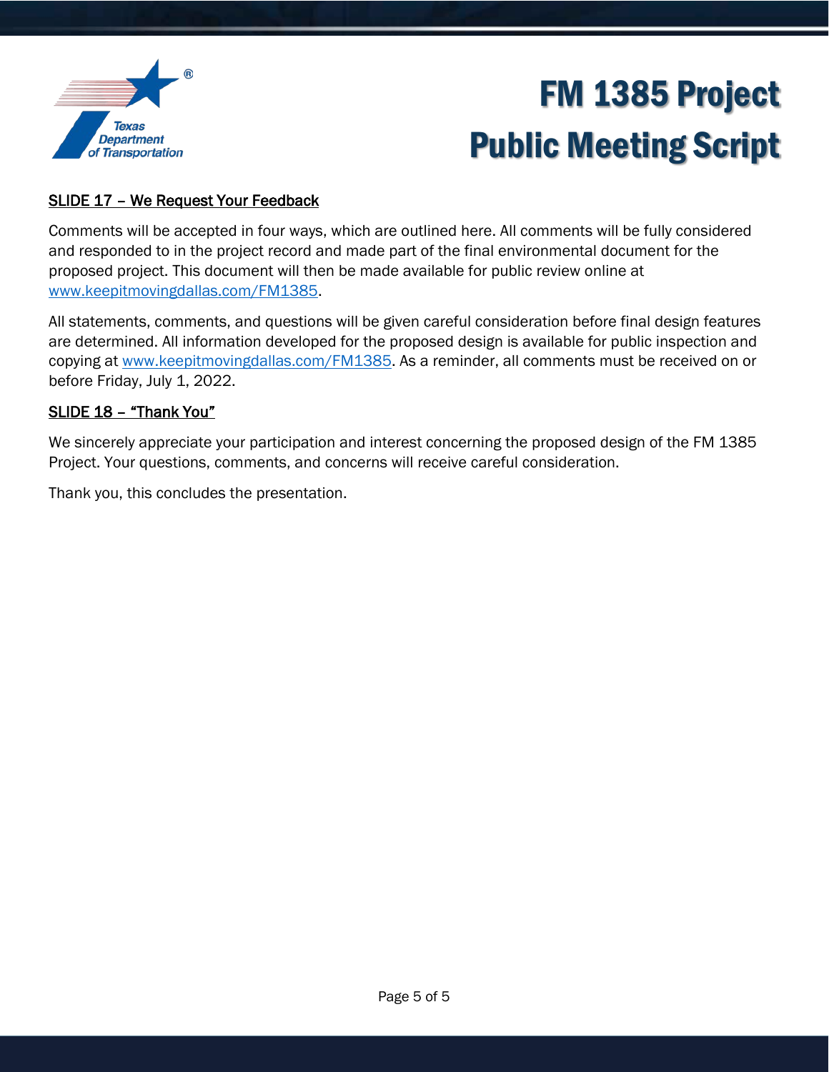### SLIDE 17 – We Request Your Feedback

Comments will be accepted in four ways, which are outlined here. All comments will be fully considered and responded to in the project record and made part of the final environmental document for the proposed project. This document will then be made available for public review online at www.keepitmovingdallas.com/FM1385.

All statements, comments, and questions will be given careful consideration before final design features are determined. All information developed for the proposed design is available for public inspection and copying at www.keepitmovingdallas.com/FM1385. As a reminder, all comments must be received on or before Friday, July 1, 2022.

### SLIDE 18 – "Thank You"

We sincerely appreciate your participation and interest concerning the proposed design of the FM 1385 Project. Your questions, comments, and concerns will receive careful consideration.

Thank you, this concludes the presentation.